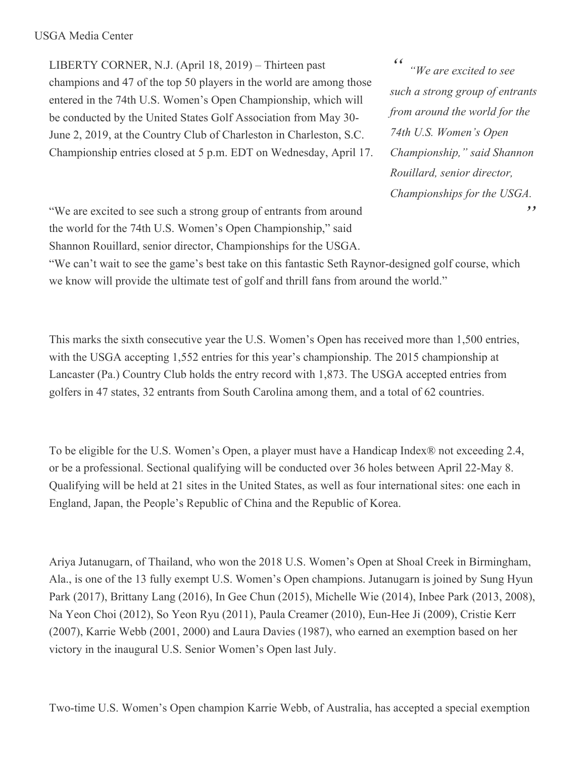USGA Media Center

LIBERTY CORNER, N.J. (April 18, 2019) – Thirteen past champions and 47 of the top 50 players in the world are among those entered in the 74th U.S. Women's Open Championship, which will be conducted by the United States Golf Association from May 30-June 2, 2019, at the Country Club of Charleston in Charleston, S.C. Championship entries closed at 5 p.m. EDT on Wednesday, April 17.

> *"We are excited to see such a strong group of entrants from around the world for the 74th U.S. Women's Open Championship," said Shannon Rouillard, senior director, Championships for the USGA.*

"We are excited to see such a strong group of entrants from around the world for the 74th U.S. Women's Open Championship," said Shannon Rouillard, senior director, Championships for the USGA. "We can't wait to see the game's best take on this fantastic Seth Raynor-designed golf course, which we know will provide the ultimate test of golf and thrill fans from around the world."

This marks the sixth consecutive year the U.S. Women's Open has received more than 1,500 entries, with the USGA accepting 1,552 entries for this year's championship. The 2015 championship at Lancaster (Pa.) Country Club holds the entry record with 1,873. The USGA accepted entries from golfers in 47 states, 32 entrants from South Carolina among them, and a total of 62 countries.

To be eligible for the U.S. Women's Open, a player must have a Handicap Index® not exceeding 2.4, or be a professional. Sectional qualifying will be conducted over 36 holes between April 22-May 8. Qualifying will be held at 21 sites in the United States, as well as four international sites: one each in England, Japan, the People's Republic of China and the Republic of Korea.

Ariya Jutanugarn, of Thailand, who won the 2018 U.S. Women's Open at Shoal Creek in Birmingham, Ala., is one of the 13 fully exempt U.S. Women's Open champions. Jutanugarn is joined by Sung Hyun Park (2017), Brittany Lang (2016), In Gee Chun (2015), Michelle Wie (2014), Inbee Park (2013, 2008), Na Yeon Choi (2012), So Yeon Ryu (2011), Paula Creamer (2010), Eun-Hee Ji (2009), Cristie Kerr (2007), Karrie Webb (2001, 2000) and Laura Davies (1987), who earned an exemption based on her victory in the inaugural U.S. Senior Women's Open last July.

Two-time U.S. Women's Open champion Karrie Webb, of Australia, has accepted a special exemption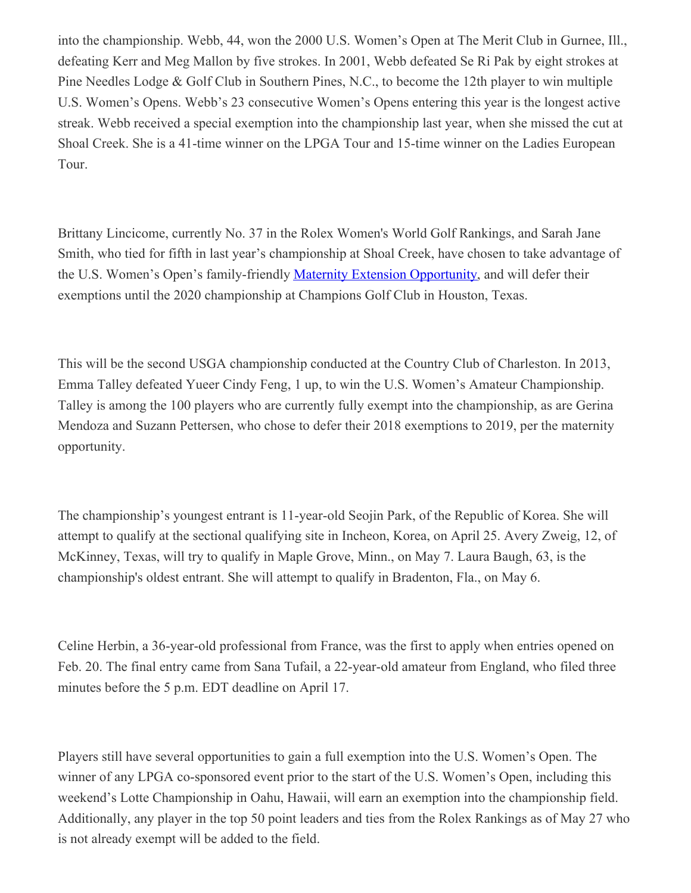into the championship. Webb, 44, won the 2000 U.S. Women's Open at The Merit Club in Gurnee, Ill., defeating Kerr and Meg Mallon by five strokes. In 2001, Webb defeated Se Ri Pak by eight strokes at Pine Needles Lodge & Golf Club in Southern Pines, N.C., to become the 12th player to win multiple U.S. Women's Opens. Webb's 23 consecutive Women's Opens entering this year is the longest active streak. Webb received a special exemption into the championship last year, when she missed the cut at Shoal Creek. She is a 41-time winner on the LPGA Tour and 15-time winner on the Ladies European Tour.

Brittany Lincicome, currently No. 37 in the Rolex Women's World Golf Rankings, and Sarah Jane Smith, who tied for fifth in last year's championship at Shoal Creek, have chosen to take advantage of the U.S. Women's Open's family-friendly Maternity Extension Opportunity, and will defer their exemptions until the 2020 championship at Champions Golf Club in Houston, Texas.

This will be the second USGA championship conducted at the Country Club of Charleston. In 2013, Emma Talley defeated Yueer Cindy Feng, 1 up, to win the U.S. Women's Amateur Championship. Talley is among the 100 players who are currently fully exempt into the championship, as are Gerina Mendoza and Suzann Pettersen, who chose to defer their 2018 exemptions to 2019, per the maternity opportunity.

The championship's youngest entrant is 11-year-old Seojin Park, of the Republic of Korea. She will attempt to qualify at the sectional qualifying site in Incheon, Korea, on April 25. Avery Zweig, 12, of McKinney, Texas, will try to qualify in Maple Grove, Minn., on May 7. Laura Baugh, 63, is the championship's oldest entrant. She will attempt to qualify in Bradenton, Fla., on May 6.

Celine Herbin, a 36-year-old professional from France, was the first to apply when entries opened on Feb. 20. The final entry came from Sana Tufail, a 22-year-old amateur from England, who filed three minutes before the 5 p.m. EDT deadline on April 17.

Players still have several opportunities to gain a full exemption into the U.S. Women's Open. The winner of any LPGA co-sponsored event prior to the start of the U.S. Women's Open, including this weekend's Lotte Championship in Oahu, Hawaii, will earn an exemption into the championship field. Additionally, any player in the top 50 point leaders and ties from the Rolex Rankings as of May 27 who is not already exempt will be added to the field.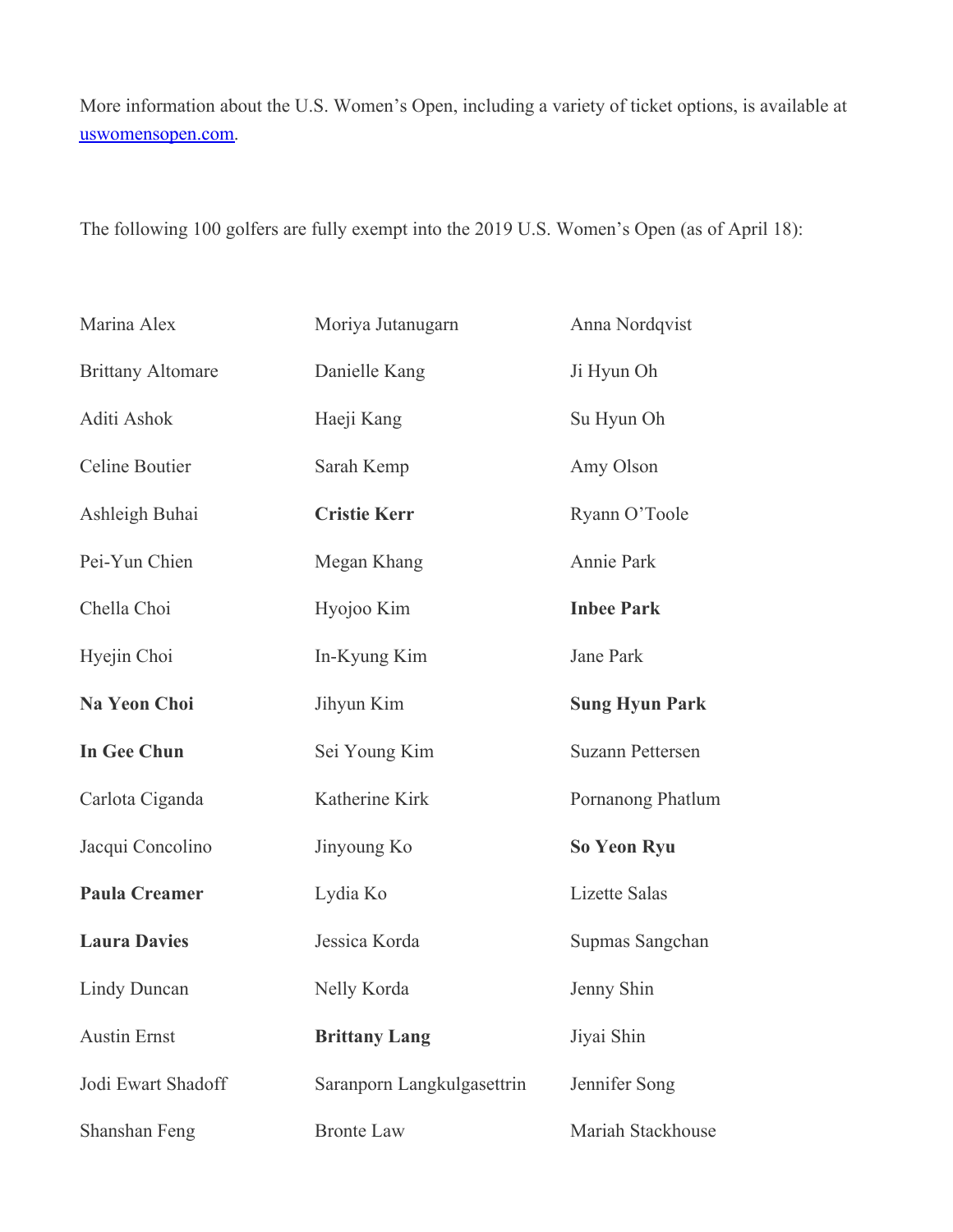More information about the U.S. Women's Open, including a variety of ticket options, is available at [uswomensopen.com](uswomensopen.com).

The following 100 golfers are fully exempt into the 2019 U.S. Women's Open (as of April 18):

Marina Alex
Brittany Altomare
Aditi Ashok
Celine Boutier
Ashleigh Buhai
Pei-Yun Chien
Chella Choi
Hyejin Choi
**Na Yeon Choi**
**In Gee Chun**
Carlota Ciganda
Jacqui Concolino
**Paula Creamer**
**Laura Davies**
Lindy Duncan
Austin Ernst
Jodi Ewart Shadoff
Shanshan Feng
Moriya Jutanugarn
Danielle Kang
Haeji Kang
Sarah Kemp
**Cristie Kerr**
Megan Khang
Hyojoo Kim
In-Kyung Kim
Jihyun Kim
Sei Young Kim
Katherine Kirk
Jinyoung Ko
Lydia Ko
Jessica Korda
Nelly Korda
**Brittany Lang**
Saranporn Langkulgasettrin
Bronte Law
Anna Nordqvist
Ji Hyun Oh
Su Hyun Oh
Amy Olson
Ryann O'Toole
Annie Park
**Inbee Park**
Jane Park
**Sung Hyun Park**
Suzann Pettersen
Pornanong Phatlum
**So Yeon Ryu**
Lizette Salas
Supmas Sangchan
Jenny Shin
Jiyai Shin
Jennifer Song
Mariah Stackhouse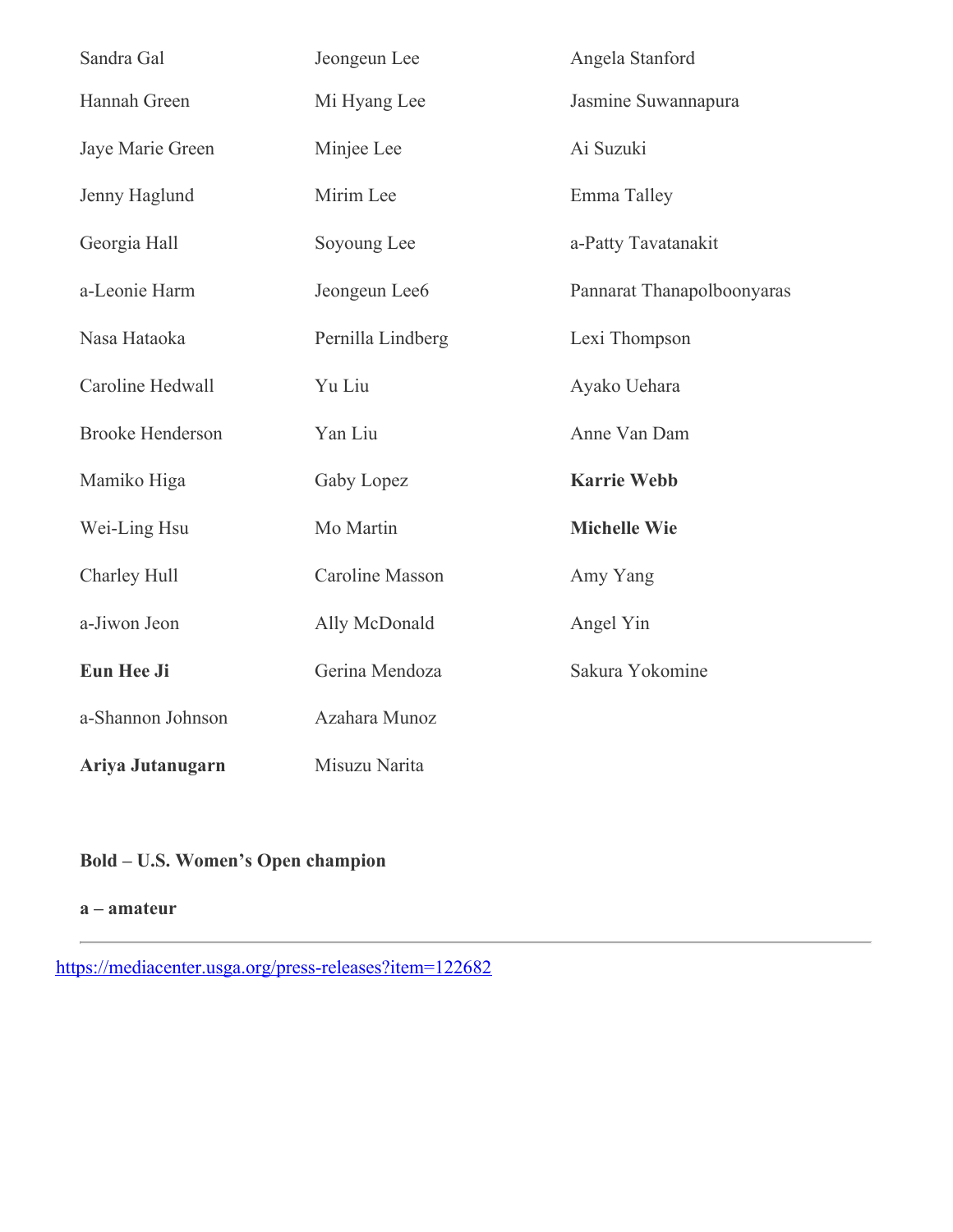Sandra Gal
Hannah Green
Jaye Marie Green
Jenny Haglund
Georgia Hall
a-Leonie Harm
Nasa Hataoka
Caroline Hedwall
Brooke Henderson
Mamiko Higa
Wei-Ling Hsu
Charley Hull
a-Jiwon Jeon
**Eun Hee Ji**
a-Shannon Johnson
**Ariya Jutanugarn**

Jeongeun Lee
Mi Hyang Lee
Minjee Lee
Mirim Lee
Soyoung Lee
Jeongeun Lee6
Pernilla Lindberg
Yu Liu
Yan Liu
Gaby Lopez
Mo Martin
Caroline Masson
Ally McDonald
Gerina Mendoza
Azahara Munoz
Misuzu Narita

Angela Stanford
Jasmine Suwannapura
Ai Suzuki
Emma Talley
a-Patty Tavatanakit
Pannarat Thanapolboonyaras
Lexi Thompson
Ayako Uehara
Anne Van Dam
**Karrie Webb**
**Michelle Wie**
Amy Yang
Angel Yin
Sakura Yokomine

**Bold – U.S. Women's Open champion**

**a – amateur**

---

https://mediacenter.usga.org/press-releases?item=122682